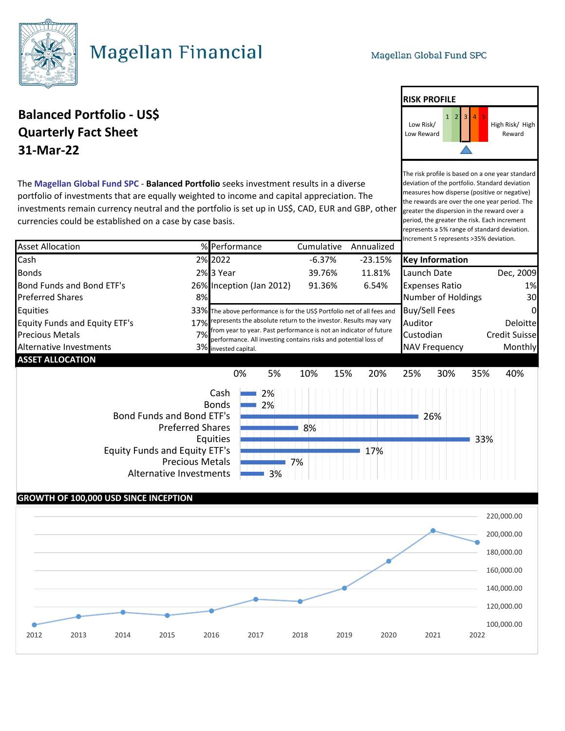# Magellan Financial

Magellan Global Fund SPC

## Balanced Portfolio - US$
## Quarterly Fact Sheet
## 31-Mar-22

### RISK PROFILE

Low Risk/ Low Reward — 1 2 3 4 5 — High Risk/ High Reward

The risk profile is based on a one year standard deviation of the portfolio. Standard deviation measures how disperse (positive or negative) the rewards are over the one year period. The greater the dispersion in the reward over a period, the greater the risk. Each increment represents a 5% range of standard deviation. Increment 5 represents >35% deviation.

The **Magellan Global Fund SPC** - **Balanced Portfolio** seeks investment results in a diverse portfolio of investments that are equally weighted to income and capital appreciation. The investments remain currency neutral and the portfolio is set up in US$, CAD, EUR and GBP, other currencies could be established on a case by case basis.

| Asset Allocation | % |
|---|---|
| Cash | 2% |
| Bonds | 2% |
| Bond Funds and Bond ETF's | 26% |
| Preferred Shares | 8% |
| Equities | 33% |
| Equity Funds and Equity ETF's | 17% |
| Precious Metals | 7% |
| Alternative Investments | 3% |

| Performance | Cumulative | Annualized |
|---|---|---|
| 2022 | -6.37% | -23.15% |
| 3 Year | 39.76% | 11.81% |
| Inception (Jan 2012) | 91.36% | 6.54% |

The above performance is for the US$ Portfolio net of all fees and represents the absolute return to the investor. Results may vary from year to year. Past performance is not an indicator of future performance. All investing contains risks and potential loss of invested capital.

| Key Information | |
|---|---|
| Launch Date | Dec, 2009 |
| Expenses Ratio | 1% |
| Number of Holdings | 30 |
| Buy/Sell Fees | 0 |
| Auditor | Deloitte |
| Custodian | Credit Suisse |
| NAV Frequency | Monthly |

### ASSET ALLOCATION

| Asset | % |
|---|---|
| Cash | 2% |
| Bonds | 2% |
| Bond Funds and Bond ETF's | 26% |
| Preferred Shares | 8% |
| Equities | 33% |
| Equity Funds and Equity ETF's | 17% |
| Precious Metals | 7% |
| Alternative Investments | 3% |

### GROWTH OF 100,000 USD SINCE INCEPTION

(Line chart, years 2012–2022; y-axis 100,000.00 to 220,000.00)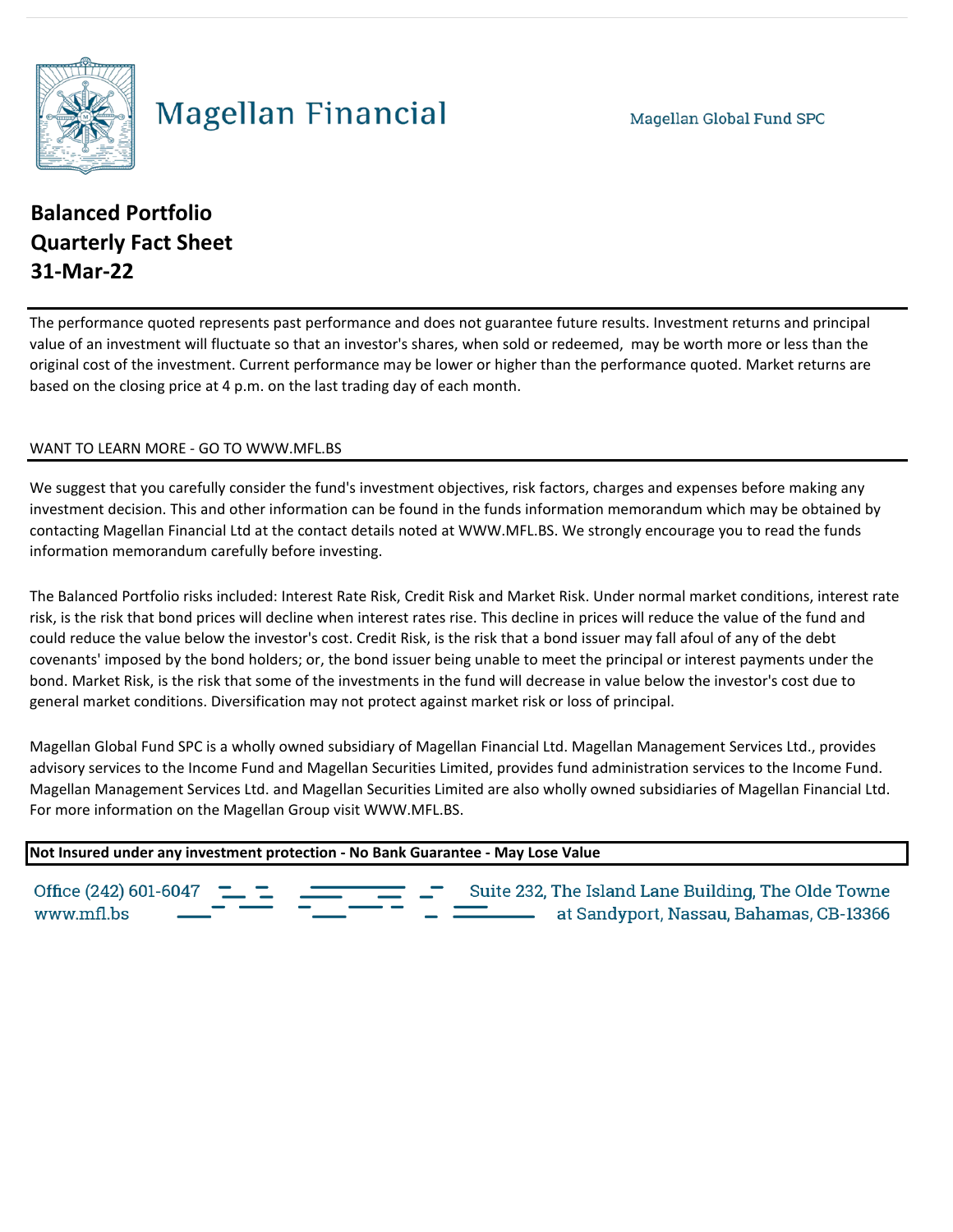Magellan Financial

Magellan Global Fund SPC

**Balanced Portfolio**
**Quarterly Fact Sheet**
**31-Mar-22**

The performance quoted represents past performance and does not guarantee future results. Investment returns and principal value of an investment will fluctuate so that an investor's shares, when sold or redeemed, may be worth more or less than the original cost of the investment. Current performance may be lower or higher than the performance quoted. Market returns are based on the closing price at 4 p.m. on the last trading day of each month.

WANT TO LEARN MORE - GO TO WWW.MFL.BS

We suggest that you carefully consider the fund's investment objectives, risk factors, charges and expenses before making any investment decision. This and other information can be found in the funds information memorandum which may be obtained by contacting Magellan Financial Ltd at the contact details noted at WWW.MFL.BS. We strongly encourage you to read the funds information memorandum carefully before investing.

The Balanced Portfolio risks included: Interest Rate Risk, Credit Risk and Market Risk. Under normal market conditions, interest rate risk, is the risk that bond prices will decline when interest rates rise. This decline in prices will reduce the value of the fund and could reduce the value below the investor's cost. Credit Risk, is the risk that a bond issuer may fall afoul of any of the debt covenants' imposed by the bond holders; or, the bond issuer being unable to meet the principal or interest payments under the bond. Market Risk, is the risk that some of the investments in the fund will decrease in value below the investor's cost due to general market conditions. Diversification may not protect against market risk or loss of principal.

Magellan Global Fund SPC is a wholly owned subsidiary of Magellan Financial Ltd. Magellan Management Services Ltd., provides advisory services to the Income Fund and Magellan Securities Limited, provides fund administration services to the Income Fund. Magellan Management Services Ltd. and Magellan Securities Limited are also wholly owned subsidiaries of Magellan Financial Ltd. For more information on the Magellan Group visit WWW.MFL.BS.

**Not Insured under any investment protection - No Bank Guarantee - May Lose Value**

Office (242) 601-6047
www.mfl.bs

Suite 232, The Island Lane Building, The Olde Towne at Sandyport, Nassau, Bahamas, CB-13366